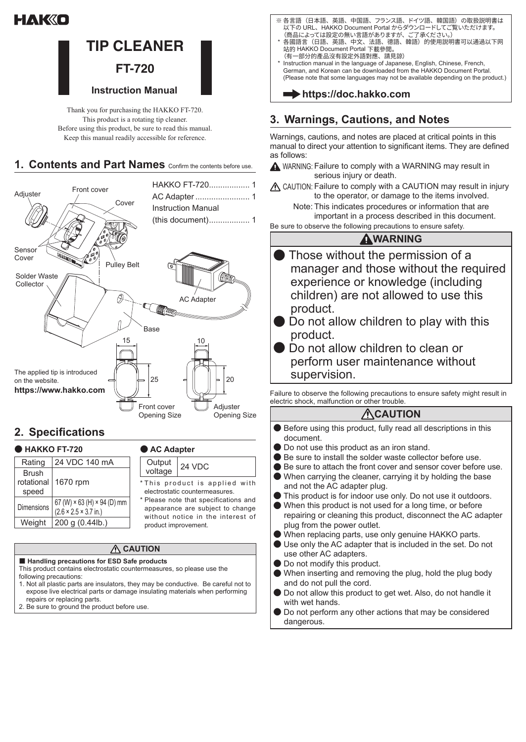# TIP CLEANER

## FT-720

### Instruction Manual

Thank you for purchasing the HAKKO FT-720.
This product is a rotating tip cleaner.
Before using this product, be sure to read this manual.
Keep this manual readily accessible for reference.

## 1. Contents and Part Names

Confirm the contents before use.

HAKKO FT-720.................. 1
AC Adapter ........................ 1
Instruction Manual (this document).................. 1

Adjuster
Front cover
Cover
Sensor Cover
Pulley Belt
Solder Waste Collector
AC Adapter
Base

15 / 25
Front cover Opening Size

10 / 20
Adjuster Opening Size

The applied tip is introduced on the website.
**https://www.hakko.com**

## 2. Specifications

**● HAKKO FT-720**

| Rating | 24 VDC 140 mA |
|---|---|
| Brush rotational speed | 1670 rpm |
| Dimensions | 67 (W) × 63 (H) × 94 (D) mm (2.6 × 2.5 × 3.7 in.) |
| Weight | 200 g (0.44lb.) |

**● AC Adapter**

| Output voltage | 24 VDC |
|---|---|

\* This product is applied with electrostatic countermeasures.
\* Please note that specifications and appearance are subject to change without notice in the interest of product improvement.

### ⚠ CAUTION

**■ Handling precautions for ESD Safe products**
This product contains electrostatic countermeasures, so please use the following precautions:
1. Not all plastic parts are insulators, they may be conductive. Be careful not to expose live electrical parts or damage insulating materials when performing repairs or replacing parts.
2. Be sure to ground the product before use.

※ 各言語（日本語、英語、中国語、フランス語、ドイツ語、韓国語）の取扱説明書は以下の URL、HAKKO Document Portal からダウンロードしてご覧いただけます。（商品によっては設定の無い言語がありますが、ご了承ください。）
\* 各國語言（日語、英語、中文、法語、德語、韓語）的使用說明書可以通過以下网站的 HAKKO Document Portal 下載參閱。（有一部分的產品沒有設定外語對應、請見諒）
\* Instruction manual in the language of Japanese, English, Chinese, French, German, and Korean can be downloaded from the HAKKO Document Portal. (Please note that some languages may not be available depending on the product.)

➡ **https://doc.hakko.com**

## 3. Warnings, Cautions, and Notes

Warnings, cautions, and notes are placed at critical points in this manual to direct your attention to significant items. They are defined as follows:

⚠ WARNING: Failure to comply with a WARNING may result in serious injury or death.
⚠ CAUTION: Failure to comply with a CAUTION may result in injury to the operator, or damage to the items involved.
Note: This indicates procedures or information that are important in a process described in this document.

Be sure to observe the following precautions to ensure safety.

### ⚠ WARNING

- Those without the permission of a manager and those without the required experience or knowledge (including children) are not allowed to use this product.
- Do not allow children to play with this product.
- Do not allow children to clean or perform user maintenance without supervision.

Failure to observe the following precautions to ensure safety might result in electric shock, malfunction or other trouble.

### ⚠ CAUTION

- Before using this product, fully read all descriptions in this document.
- Do not use this product as an iron stand.
- Be sure to install the solder waste collector before use.
- Be sure to attach the front cover and sensor cover before use.
- When carrying the cleaner, carrying it by holding the base and not the AC adapter plug.
- This product is for indoor use only. Do not use it outdoors.
- When this product is not used for a long time, or before repairing or cleaning this product, disconnect the AC adapter plug from the power outlet.
- When replacing parts, use only genuine HAKKO parts.
- Use only the AC adapter that is included in the set. Do not use other AC adapters.
- Do not modify this product.
- When inserting and removing the plug, hold the plug body and do not pull the cord.
- Do not allow this product to get wet. Also, do not handle it with wet hands.
- Do not perform any other actions that may be considered dangerous.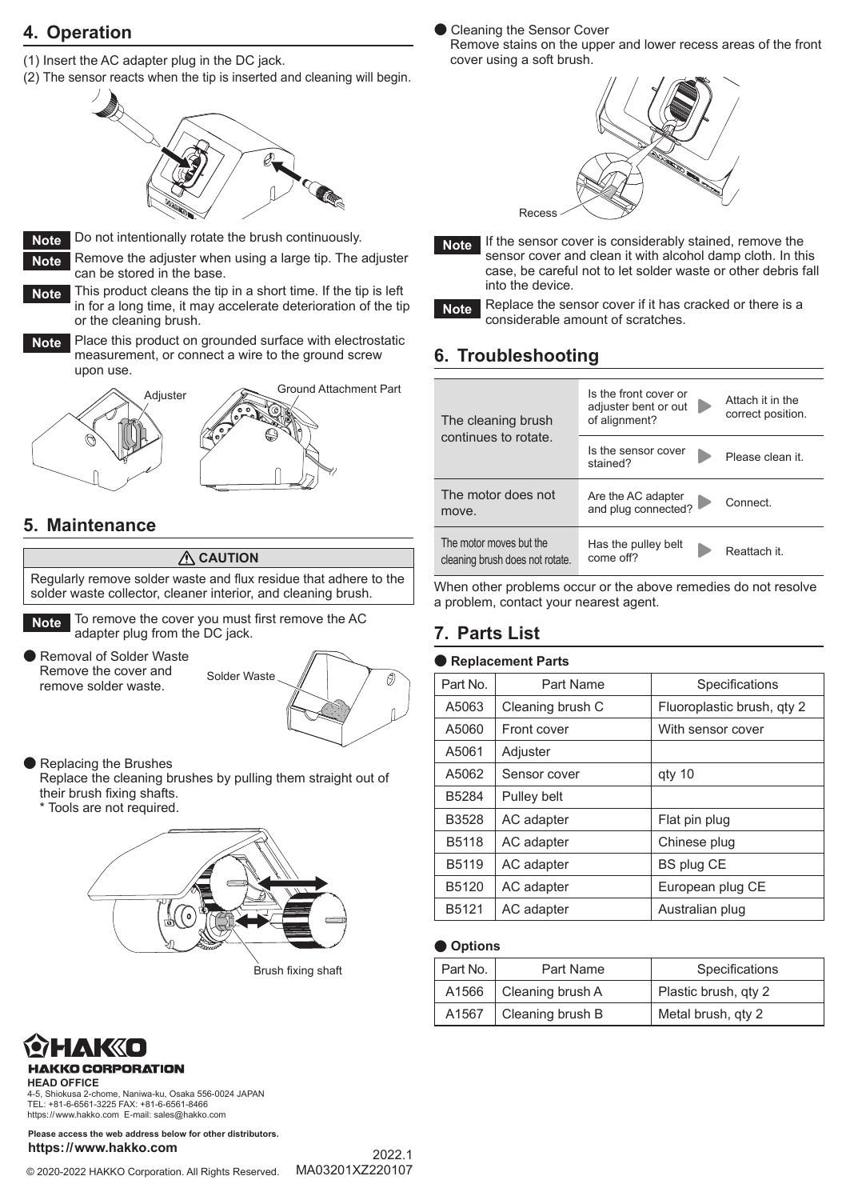## 4. Operation

(1) Insert the AC adapter plug in the DC jack.

(2) The sensor reacts when the tip is inserted and cleaning will begin.

**Note** Do not intentionally rotate the brush continuously.

**Note** Remove the adjuster when using a large tip. The adjuster can be stored in the base.

**Note** This product cleans the tip in a short time. If the tip is left in for a long time, it may accelerate deterioration of the tip or the cleaning brush.

**Note** Place this product on grounded surface with electrostatic measurement, or connect a wire to the ground screw upon use.

Adjuster

Ground Attachment Part

## 5. Maintenance

**⚠ CAUTION**

Regularly remove solder waste and flux residue that adhere to the solder waste collector, cleaner interior, and cleaning brush.

**Note** To remove the cover you must first remove the AC adapter plug from the DC jack.

● Removal of Solder Waste
Remove the cover and remove solder waste.

Solder Waste

● Replacing the Brushes
Replace the cleaning brushes by pulling them straight out of their brush fixing shafts.
* Tools are not required.

Brush fixing shaft

● Cleaning the Sensor Cover
Remove stains on the upper and lower recess areas of the front cover using a soft brush.

Recess

**Note** If the sensor cover is considerably stained, remove the sensor cover and clean it with alcohol damp cloth. In this case, be careful not to let solder waste or other debris fall into the device.

**Note** Replace the sensor cover if it has cracked or there is a considerable amount of scratches.

## 6. Troubleshooting

| | | |
|---|---|---|
| The cleaning brush continues to rotate. | Is the front cover or adjuster bent or out of alignment? | Attach it in the correct position. |
| | Is the sensor cover stained? | Please clean it. |
| The motor does not move. | Are the AC adapter and plug connected? | Connect. |
| The motor moves but the cleaning brush does not rotate. | Has the pulley belt come off? | Reattach it. |

When other problems occur or the above remedies do not resolve a problem, contact your nearest agent.

## 7. Parts List

● **Replacement Parts**

| Part No. | Part Name | Specifications |
|---|---|---|
| A5063 | Cleaning brush C | Fluoroplastic brush, qty 2 |
| A5060 | Front cover | With sensor cover |
| A5061 | Adjuster | |
| A5062 | Sensor cover | qty 10 |
| B5284 | Pulley belt | |
| B3528 | AC adapter | Flat pin plug |
| B5118 | AC adapter | Chinese plug |
| B5119 | AC adapter | BS plug CE |
| B5120 | AC adapter | European plug CE |
| B5121 | AC adapter | Australian plug |

● **Options**

| Part No. | Part Name | Specifications |
|---|---|---|
| A1566 | Cleaning brush A | Plastic brush, qty 2 |
| A1567 | Cleaning brush B | Metal brush, qty 2 |

**HAKKO CORPORATION**

**HEAD OFFICE**
4-5, Shiokusa 2-chome, Naniwa-ku, Osaka 556-0024 JAPAN
TEL: +81-6-6561-3225 FAX: +81-6-6561-8466
https://www.hakko.com E-mail: sales@hakko.com

**Please access the web address below for other distributors.**
**https://www.hakko.com**

2022.1

© 2020-2022 HAKKO Corporation. All Rights Reserved. MA03201XZ220107